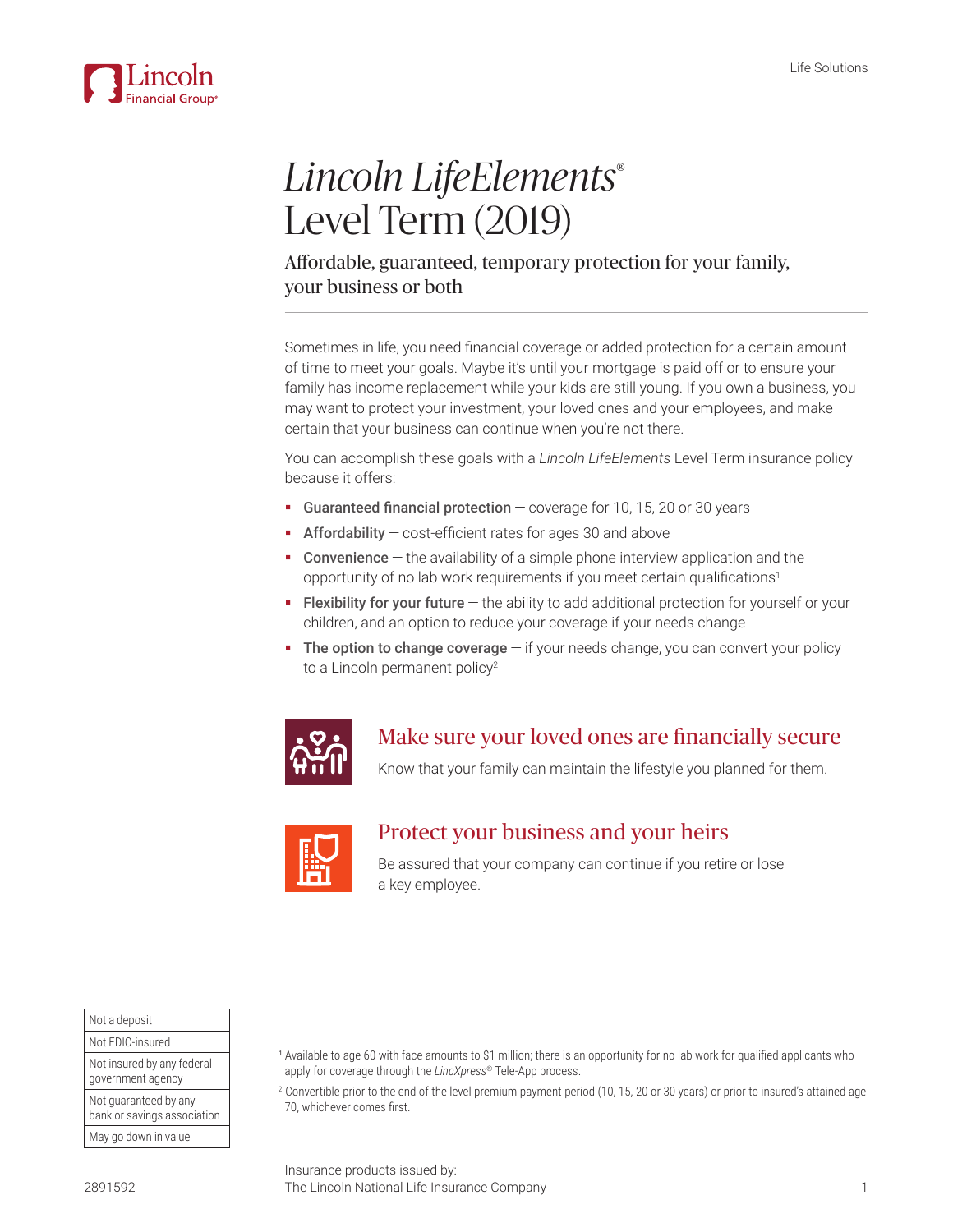# *Lincoln LifeElements®* Level Term (2019)

## Affordable, guaranteed, temporary protection for your family, your business or both

Sometimes in life, you need financial coverage or added protection for a certain amount of time to meet your goals. Maybe it's until your mortgage is paid off or to ensure your family has income replacement while your kids are still young. If you own a business, you may want to protect your investment, your loved ones and your employees, and make certain that your business can continue when you're not there.

You can accomplish these goals with a *Lincoln LifeElements* Level Term insurance policy because it offers:

- **Guaranteed financial protection** — coverage for 10, 15, 20 or 30 years
- **Affordability** — cost-efficient rates for ages 30 and above
- **Convenience** — the availability of a simple phone interview application and the opportunity of no lab work requirements if you meet certain qualifications[1]
- **Flexibility for your future** — the ability to add additional protection for yourself or your children, and an option to reduce your coverage if your needs change
- **The option to change coverage** — if your needs change, you can convert your policy to a Lincoln permanent policy[2]

### Make sure your loved ones are financially secure

Know that your family can maintain the lifestyle you planned for them.

### Protect your business and your heirs

Be assured that your company can continue if you retire or lose a key employee.

| Not a deposit |
|---|
| Not FDIC-insured |
| Not insured by any federal government agency |
| Not guaranteed by any bank or savings association |
| May go down in value |

[1] Available to age 60 with face amounts to $1 million; there is an opportunity for no lab work for qualified applicants who apply for coverage through the *LincXpress®* Tele-App process.

[2] Convertible prior to the end of the level premium payment period (10, 15, 20 or 30 years) or prior to insured's attained age 70, whichever comes first.

Insurance products issued by:
The Lincoln National Life Insurance Company

2891592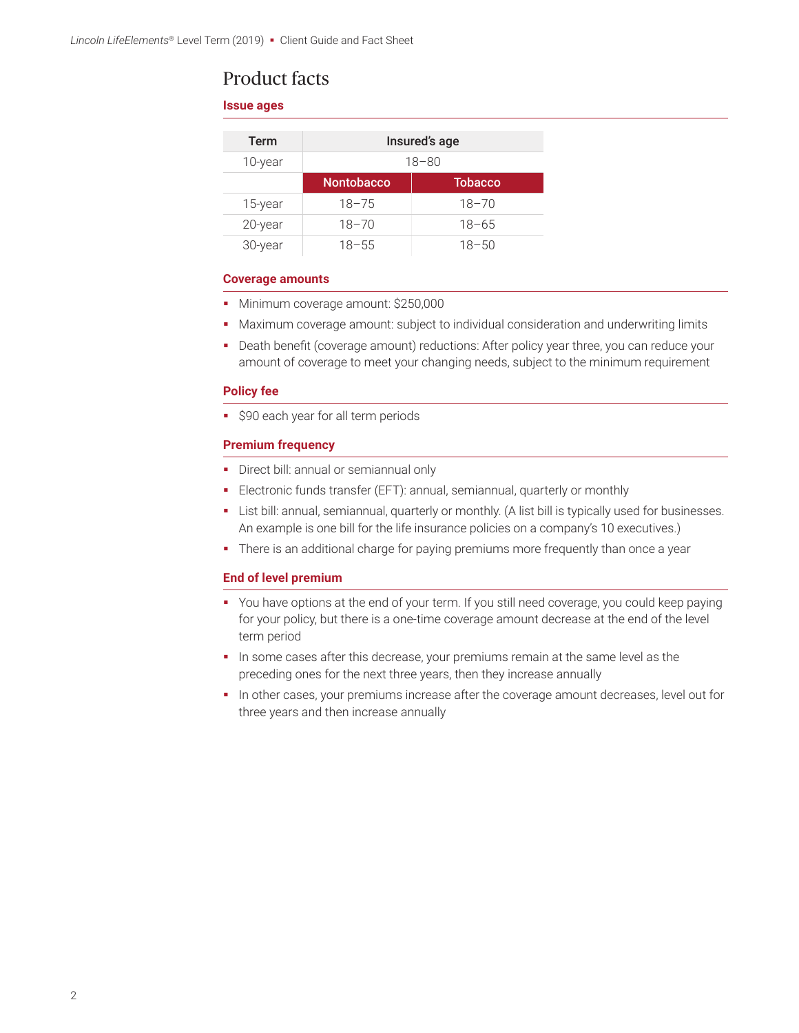# Product facts

### Issue ages

| Term | Insured's age | |
|---|---|---|
| 10-year | 18–80 | |
| | **Nontobacco** | **Tobacco** |
| 15-year | 18–75 | 18–70 |
| 20-year | 18–70 | 18–65 |
| 30-year | 18–55 | 18–50 |

### Coverage amounts

- Minimum coverage amount: $250,000
- Maximum coverage amount: subject to individual consideration and underwriting limits
- Death benefit (coverage amount) reductions: After policy year three, you can reduce your amount of coverage to meet your changing needs, subject to the minimum requirement

### Policy fee

- $90 each year for all term periods

### Premium frequency

- Direct bill: annual or semiannual only
- Electronic funds transfer (EFT): annual, semiannual, quarterly or monthly
- List bill: annual, semiannual, quarterly or monthly. (A list bill is typically used for businesses. An example is one bill for the life insurance policies on a company's 10 executives.)
- There is an additional charge for paying premiums more frequently than once a year

### End of level premium

- You have options at the end of your term. If you still need coverage, you could keep paying for your policy, but there is a one-time coverage amount decrease at the end of the level term period
- In some cases after this decrease, your premiums remain at the same level as the preceding ones for the next three years, then they increase annually
- In other cases, your premiums increase after the coverage amount decreases, level out for three years and then increase annually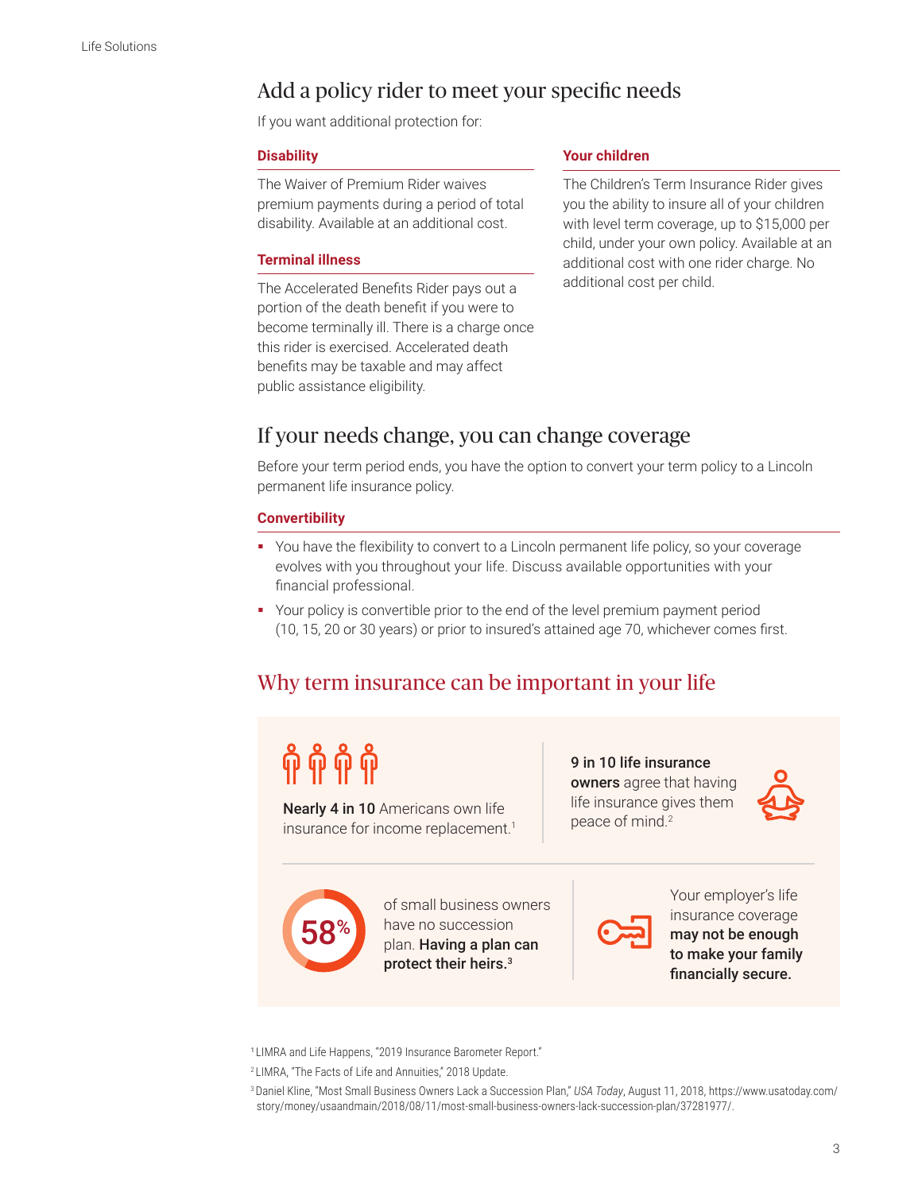## Add a policy rider to meet your specific needs

If you want additional protection for:

### Disability

The Waiver of Premium Rider waives premium payments during a period of total disability. Available at an additional cost.

### Terminal illness

The Accelerated Benefits Rider pays out a portion of the death benefit if you were to become terminally ill. There is a charge once this rider is exercised. Accelerated death benefits may be taxable and may affect public assistance eligibility.

### Your children

The Children's Term Insurance Rider gives you the ability to insure all of your children with level term coverage, up to $15,000 per child, under your own policy. Available at an additional cost with one rider charge. No additional cost per child.

## If your needs change, you can change coverage

Before your term period ends, you have the option to convert your term policy to a Lincoln permanent life insurance policy.

### Convertibility

- You have the flexibility to convert to a Lincoln permanent life policy, so your coverage evolves with you throughout your life. Discuss available opportunities with your financial professional.
- Your policy is convertible prior to the end of the level premium payment period (10, 15, 20 or 30 years) or prior to insured's attained age 70, whichever comes first.

## Why term insurance can be important in your life

**Nearly 4 in 10** Americans own life insurance for income replacement.[1]

**9 in 10 life insurance owners** agree that having life insurance gives them peace of mind.[2]

**58%** of small business owners have no succession plan. **Having a plan can protect their heirs.**[3]

Your employer's life insurance coverage **may not be enough to make your family financially secure.**

[1] LIMRA and Life Happens, "2019 Insurance Barometer Report."

[2] LIMRA, "The Facts of Life and Annuities," 2018 Update.

[3] Daniel Kline, "Most Small Business Owners Lack a Succession Plan," *USA Today*, August 11, 2018, https://www.usatoday.com/story/money/usaandmain/2018/08/11/most-small-business-owners-lack-succession-plan/37281977/.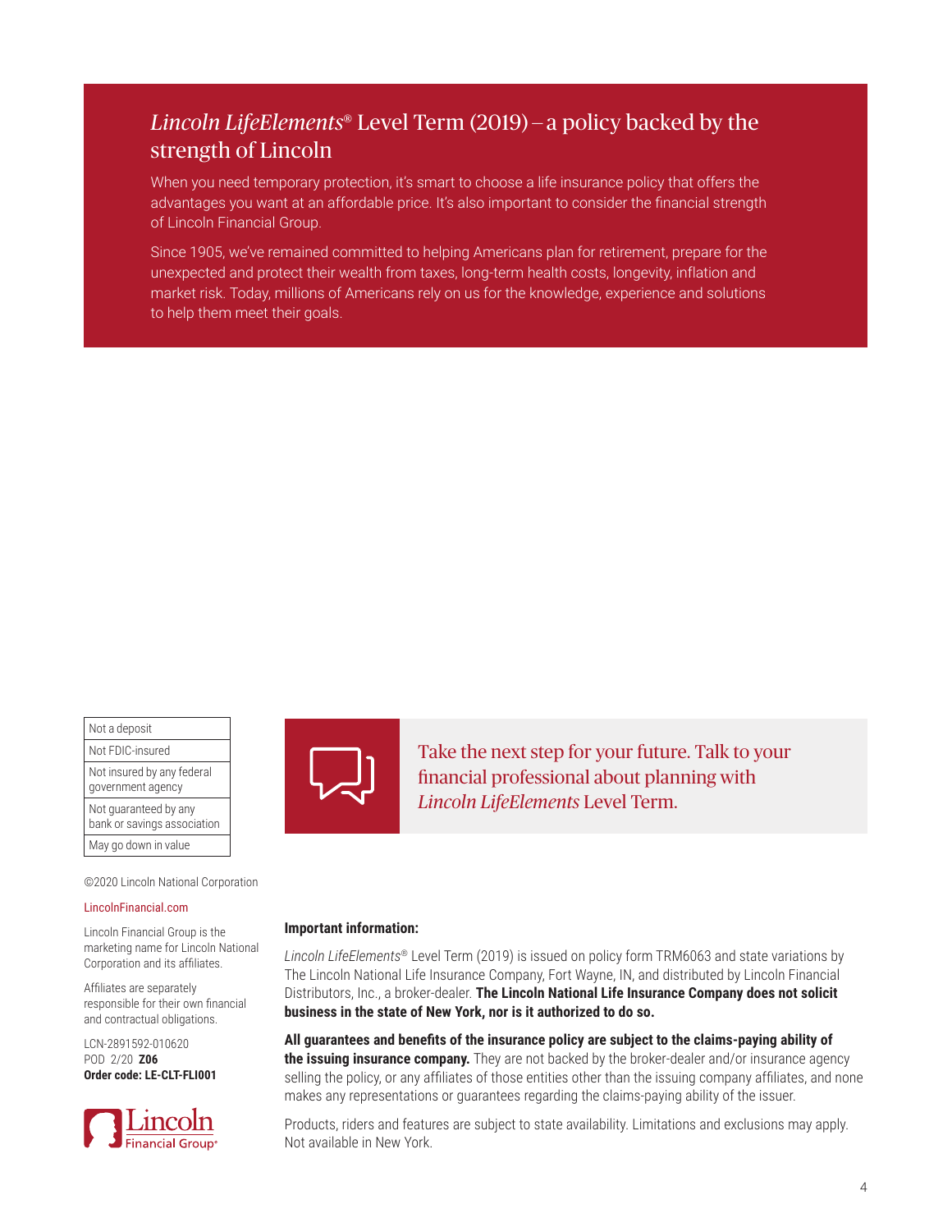## *Lincoln LifeElements*® Level Term (2019) – a policy backed by the strength of Lincoln

When you need temporary protection, it's smart to choose a life insurance policy that offers the advantages you want at an affordable price. It's also important to consider the financial strength of Lincoln Financial Group.

Since 1905, we've remained committed to helping Americans plan for retirement, prepare for the unexpected and protect their wealth from taxes, long-term health costs, longevity, inflation and market risk. Today, millions of Americans rely on us for the knowledge, experience and solutions to help them meet their goals.

| |
|---|
| Not a deposit |
| Not FDIC-insured |
| Not insured by any federal government agency |
| Not guaranteed by any bank or savings association |
| May go down in value |

Take the next step for your future. Talk to your financial professional about planning with *Lincoln LifeElements* Level Term.

©2020 Lincoln National Corporation

LincolnFinancial.com

Lincoln Financial Group is the marketing name for Lincoln National Corporation and its affiliates.

Affiliates are separately responsible for their own financial and contractual obligations.

LCN-2891592-010620
POD 2/20 **Z06**
**Order code: LE-CLT-FLI001**

Lincoln Financial Group®

**Important information:**

*Lincoln LifeElements*® Level Term (2019) is issued on policy form TRM6063 and state variations by The Lincoln National Life Insurance Company, Fort Wayne, IN, and distributed by Lincoln Financial Distributors, Inc., a broker-dealer. **The Lincoln National Life Insurance Company does not solicit business in the state of New York, nor is it authorized to do so.**

**All guarantees and benefits of the insurance policy are subject to the claims-paying ability of the issuing insurance company.** They are not backed by the broker-dealer and/or insurance agency selling the policy, or any affiliates of those entities other than the issuing company affiliates, and none makes any representations or guarantees regarding the claims-paying ability of the issuer.

Products, riders and features are subject to state availability. Limitations and exclusions may apply. Not available in New York.